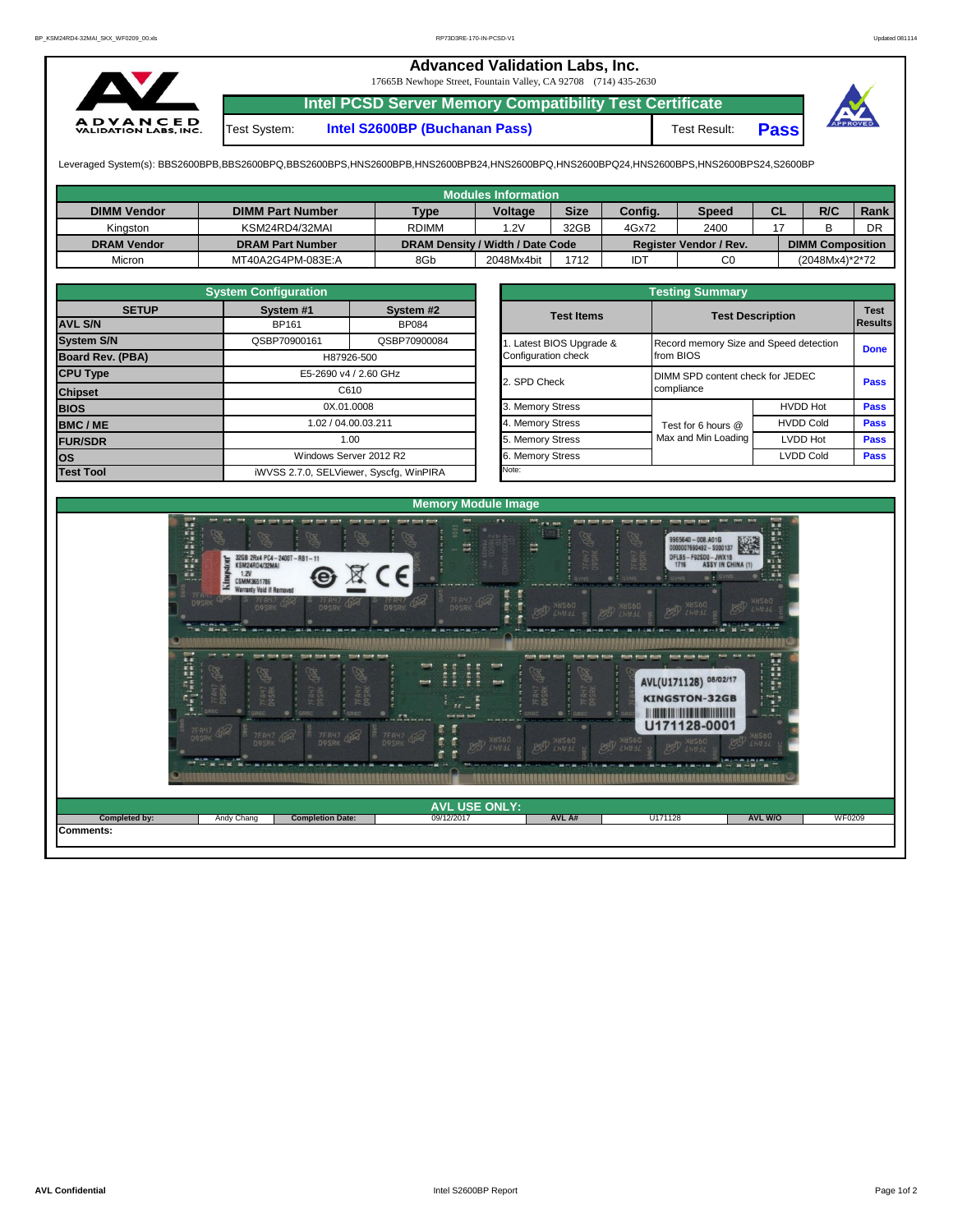# Advanced Validation Labs, Inc.

17665B Newhope Street, Fountain Valley, CA 92708 (714) 435-2630

## Intel PCSD Server Memory Compatibility Test Certificate

| Test System: | Intel S2600BP (Buchanan Pass) | Test Result: | Pass |
|---|---|---|---|

Leveraged System(s): BBS2600BPB,BBS2600BPQ,BBS2600BPS,HNS2600BPB,HNS2600BPB24,HNS2600BPQ,HNS2600BPQ24,HNS2600BPS,HNS2600BPS24,S2600BP

### Modules Information

| DIMM Vendor | DIMM Part Number | Type | Voltage | Size | Config. | Speed | CL | R/C | Rank |
|---|---|---|---|---|---|---|---|---|---|
| Kingston | KSM24RD4/32MAI | RDIMM | 1.2V | 32GB | 4Gx72 | 2400 | 17 | B | DR |
| **DRAM Vendor** | **DRAM Part Number** | **DRAM Density / Width / Date Code** | | | **Register Vendor / Rev.** | | **DIMM Composition** | | |
| Micron | MT40A2G4PM-083E:A | 8Gb | 2048Mx4bit | 1712 | IDT | C0 | (2048Mx4)*2*72 | | |

### System Configuration

| SETUP | System #1 | System #2 |
|---|---|---|
| AVL S/N | BP161 | BP084 |
| System S/N | QSBP70900161 | QSBP70900084 |
| Board Rev. (PBA) | H87926-500 | |
| CPU Type | E5-2690 v4 / 2.60 GHz | |
| Chipset | C610 | |
| BIOS | 0X.01.0008 | |
| BMC / ME | 1.02 / 04.00.03.211 | |
| FUR/SDR | 1.00 | |
| OS | Windows Server 2012 R2 | |
| Test Tool | iWVSS 2.7.0, SELViewer, Syscfg, WinPIRA | |

### Testing Summary

| Test Items | Test Description | | Test Results |
|---|---|---|---|
| 1. Latest BIOS Upgrade & Configuration check | Record memory Size and Speed detection from BIOS | | Done |
| 2. SPD Check | DIMM SPD content check for JEDEC compliance | | Pass |
| 3. Memory Stress | Test for 6 hours @ Max and Min Loading | HVDD Hot | Pass |
| 4. Memory Stress | | HVDD Cold | Pass |
| 5. Memory Stress | | LVDD Hot | Pass |
| 6. Memory Stress | | LVDD Cold | Pass |
| Note: | | | |

### Memory Module Image

### AVL USE ONLY:

| Completed by: | Andy Chang | Completion Date: | 09/12/2017 | AVL A# | U171128 | AVL W/O | WF0209 |
|---|---|---|---|---|---|---|---|

**Comments:**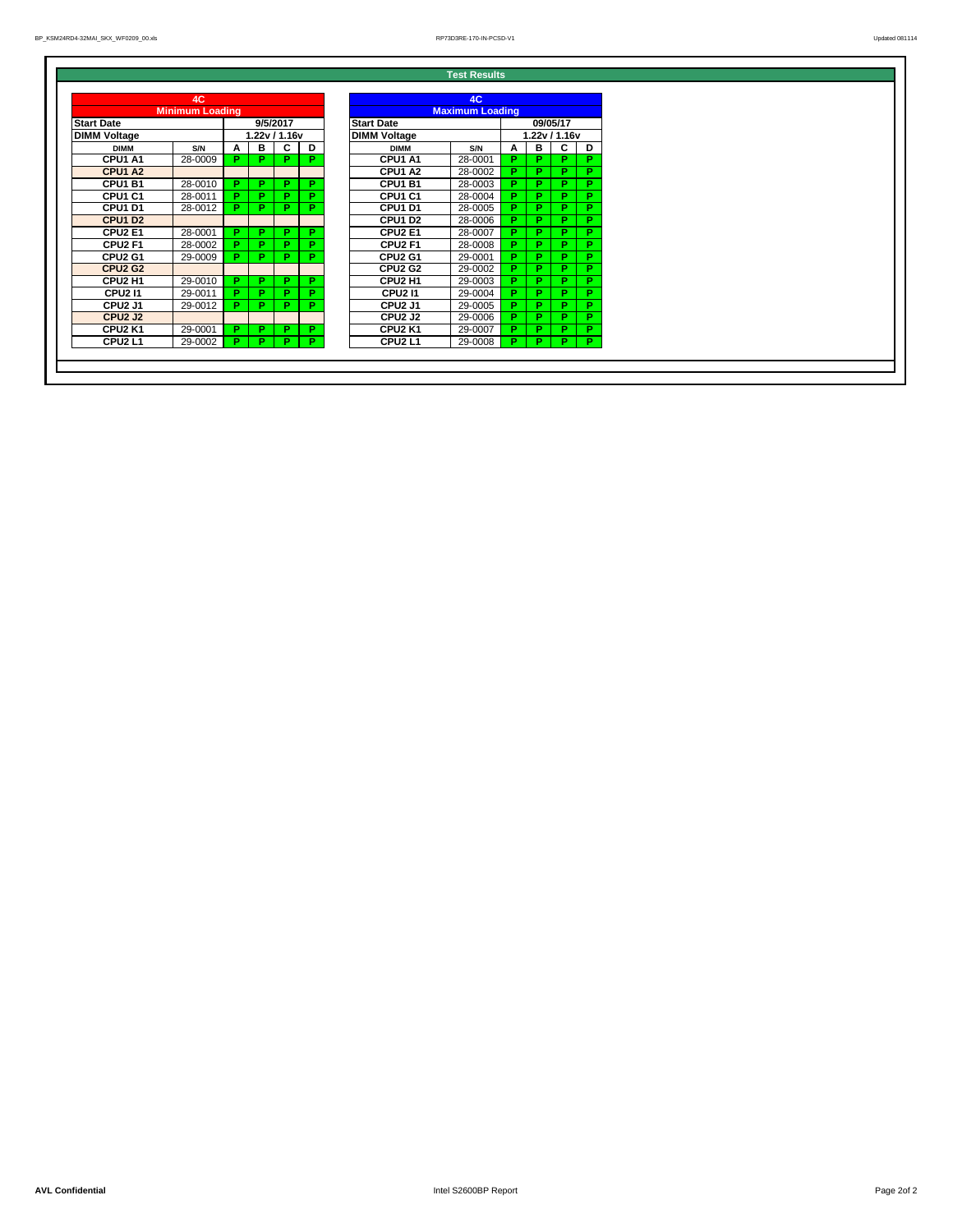## Test Results

| 4C Minimum Loading | | | | | |
|---|---|---|---|---|---|
| **Start Date** | | 9/5/2017 | | | |
| **DIMM Voltage** | | 1.22v / 1.16v | | | |
| **DIMM** | **S/N** | **A** | **B** | **C** | **D** |
| **CPU1 A1** | 28-0009 | P | P | P | P |
| **CPU1 A2** | | | | | |
| **CPU1 B1** | 28-0010 | P | P | P | P |
| **CPU1 C1** | 28-0011 | P | P | P | P |
| **CPU1 D1** | 28-0012 | P | P | P | P |
| **CPU1 D2** | | | | | |
| **CPU2 E1** | 28-0001 | P | P | P | P |
| **CPU2 F1** | 28-0002 | P | P | P | P |
| **CPU2 G1** | 29-0009 | P | P | P | P |
| **CPU2 G2** | | | | | |
| **CPU2 H1** | 29-0010 | P | P | P | P |
| **CPU2 I1** | 29-0011 | P | P | P | P |
| **CPU2 J1** | 29-0012 | P | P | P | P |
| **CPU2 J2** | | | | | |
| **CPU2 K1** | 29-0001 | P | P | P | P |
| **CPU2 L1** | 29-0002 | P | P | P | P |

| 4C Maximum Loading | | | | | |
|---|---|---|---|---|---|
| **Start Date** | | 09/05/17 | | | |
| **DIMM Voltage** | | 1.22v / 1.16v | | | |
| **DIMM** | **S/N** | **A** | **B** | **C** | **D** |
| **CPU1 A1** | 28-0001 | P | P | P | P |
| **CPU1 A2** | 28-0002 | P | P | P | P |
| **CPU1 B1** | 28-0003 | P | P | P | P |
| **CPU1 C1** | 28-0004 | P | P | P | P |
| **CPU1 D1** | 28-0005 | P | P | P | P |
| **CPU1 D2** | 28-0006 | P | P | P | P |
| **CPU2 E1** | 28-0007 | P | P | P | P |
| **CPU2 F1** | 28-0008 | P | P | P | P |
| **CPU2 G1** | 29-0001 | P | P | P | P |
| **CPU2 G2** | 29-0002 | P | P | P | P |
| **CPU2 H1** | 29-0003 | P | P | P | P |
| **CPU2 I1** | 29-0004 | P | P | P | P |
| **CPU2 J1** | 29-0005 | P | P | P | P |
| **CPU2 J2** | 29-0006 | P | P | P | P |
| **CPU2 K1** | 29-0007 | P | P | P | P |
| **CPU2 L1** | 29-0008 | P | P | P | P |